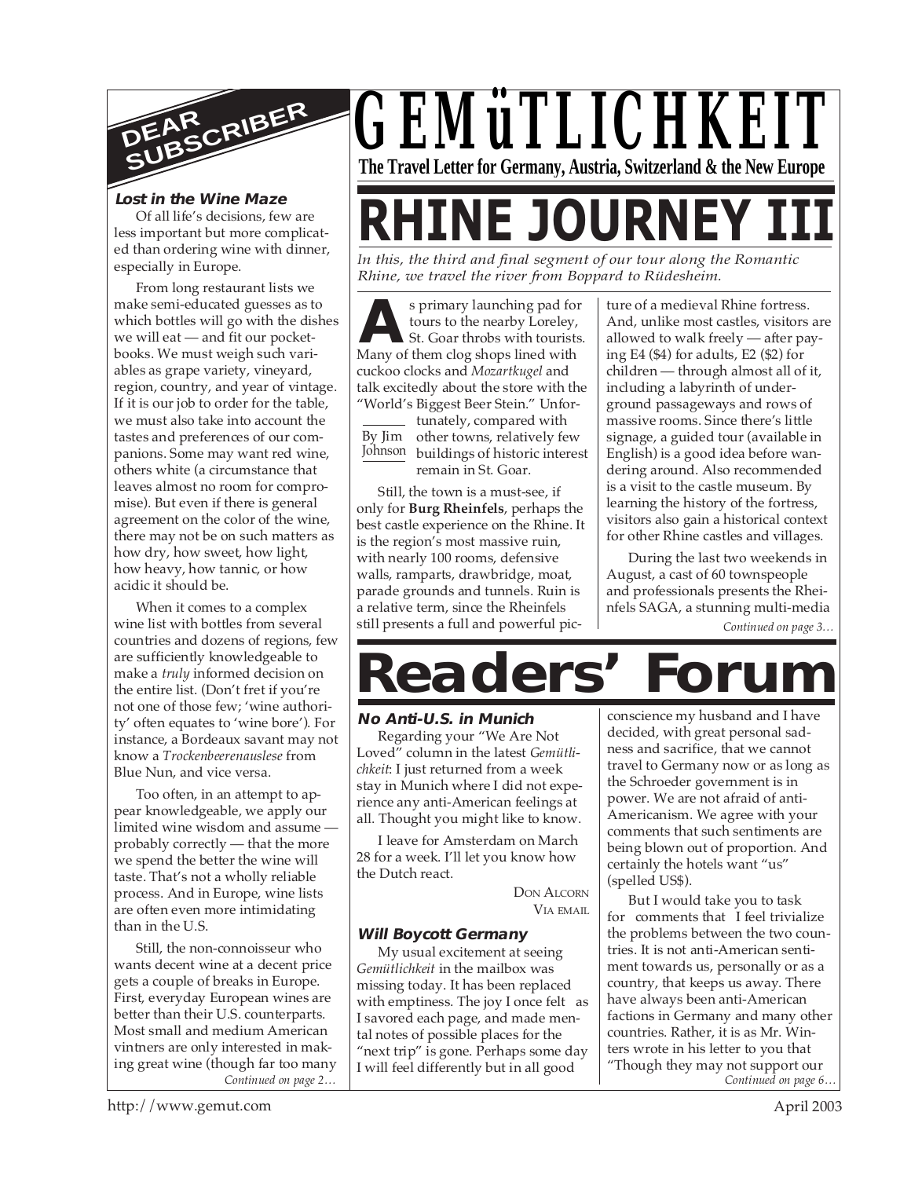# GEMüTLICHKEIT

**The Travel Letter for Germany, Austria, Switzerland & the New Europe**

## DEAR SUBSCRIBER

### *Lost in the Wine Maze*

Of all life's decisions, few are less important but more complicated than ordering wine with dinner, especially in Europe.

From long restaurant lists we make semi-educated guesses as to which bottles will go with the dishes we will eat — and fit our pocketbooks. We must weigh such variables as grape variety, vineyard, region, country, and year of vintage. If it is our job to order for the table, we must also take into account the tastes and preferences of our companions. Some may want red wine, others white (a circumstance that leaves almost no room for compromise). But even if there is general agreement on the color of the wine, there may not be on such matters as how dry, how sweet, how light, how heavy, how tannic, or how acidic it should be.

When it comes to a complex wine list with bottles from several countries and dozens of regions, few are sufficiently knowledgeable to make a *truly* informed decision on the entire list. (Don't fret if you're not one of those few; 'wine authority' often equates to 'wine bore'). For instance, a Bordeaux savant may not know a *Trockenbeerenauslese* from Blue Nun, and vice versa.

Too often, in an attempt to appear knowledgeable, we apply our limited wine wisdom and assume — probably correctly — that the more we spend the better the wine will taste. That's not a wholly reliable process. And in Europe, wine lists are often even more intimidating than in the U.S.

Still, the non-connoisseur who wants decent wine at a decent price gets a couple of breaks in Europe. First, everyday European wines are better than their U.S. counterparts. Most small and medium American vintners are only interested in making great wine (though far too many

*Continued on page 2…*

# RHINE JOURNEY III

*In this, the third and final segment of our tour along the Romantic Rhine, we travel the river from Boppard to Rüdesheim.*

By Jim Johnson

As primary launching pad for tours to the nearby Loreley, St. Goar throbs with tourists. Many of them clog shops lined with cuckoo clocks and *Mozartkugel* and talk excitedly about the store with the "World's Biggest Beer Stein." Unfortunately, compared with other towns, relatively few buildings of historic interest remain in St. Goar.

Still, the town is a must-see, if only for **Burg Rheinfels**, perhaps the best castle experience on the Rhine. It is the region's most massive ruin, with nearly 100 rooms, defensive walls, ramparts, drawbridge, moat, parade grounds and tunnels. Ruin is a relative term, since the Rheinfels still presents a full and powerful picture of a medieval Rhine fortress. And, unlike most castles, visitors are allowed to walk freely — after paying E4 ($4) for adults, E2 ($2) for children — through almost all of it, including a labyrinth of underground passageways and rows of massive rooms. Since there's little signage, a guided tour (available in English) is a good idea before wandering around. Also recommended is a visit to the castle museum. By learning the history of the fortress, visitors also gain a historical context for other Rhine castles and villages.

During the last two weekends in August, a cast of 60 townspeople and professionals presents the Rheinfels SAGA, a stunning multi-media

*Continued on page 3…*

# Readers' Forum

### *No Anti-U.S. in Munich*

Regarding your "We Are Not Loved" column in the latest *Gemütlichkeit*: I just returned from a week stay in Munich where I did not experience any anti-American feelings at all. Thought you might like to know.

I leave for Amsterdam on March 28 for a week. I'll let you know how the Dutch react.

DON ALCORN
VIA EMAIL

### *Will Boycott Germany*

My usual excitement at seeing *Gemütlichkeit* in the mailbox was missing today. It has been replaced with emptiness. The joy I once felt as I savored each page, and made mental notes of possible places for the "next trip" is gone. Perhaps some day I will feel differently but in all good conscience my husband and I have decided, with great personal sadness and sacrifice, that we cannot travel to Germany now or as long as the Schroeder government is in power. We are not afraid of anti-Americanism. We agree with your comments that such sentiments are being blown out of proportion. And certainly the hotels want "us" (spelled US$).

But I would take you to task for comments that I feel trivialize the problems between the two countries. It is not anti-American sentiment towards us, personally or as a country, that keeps us away. There have always been anti-American factions in Germany and many other countries. Rather, it is as Mr. Winters wrote in his letter to you that "Though they may not support our

*Continued on page 6…*

http://www.gemut.com April 2003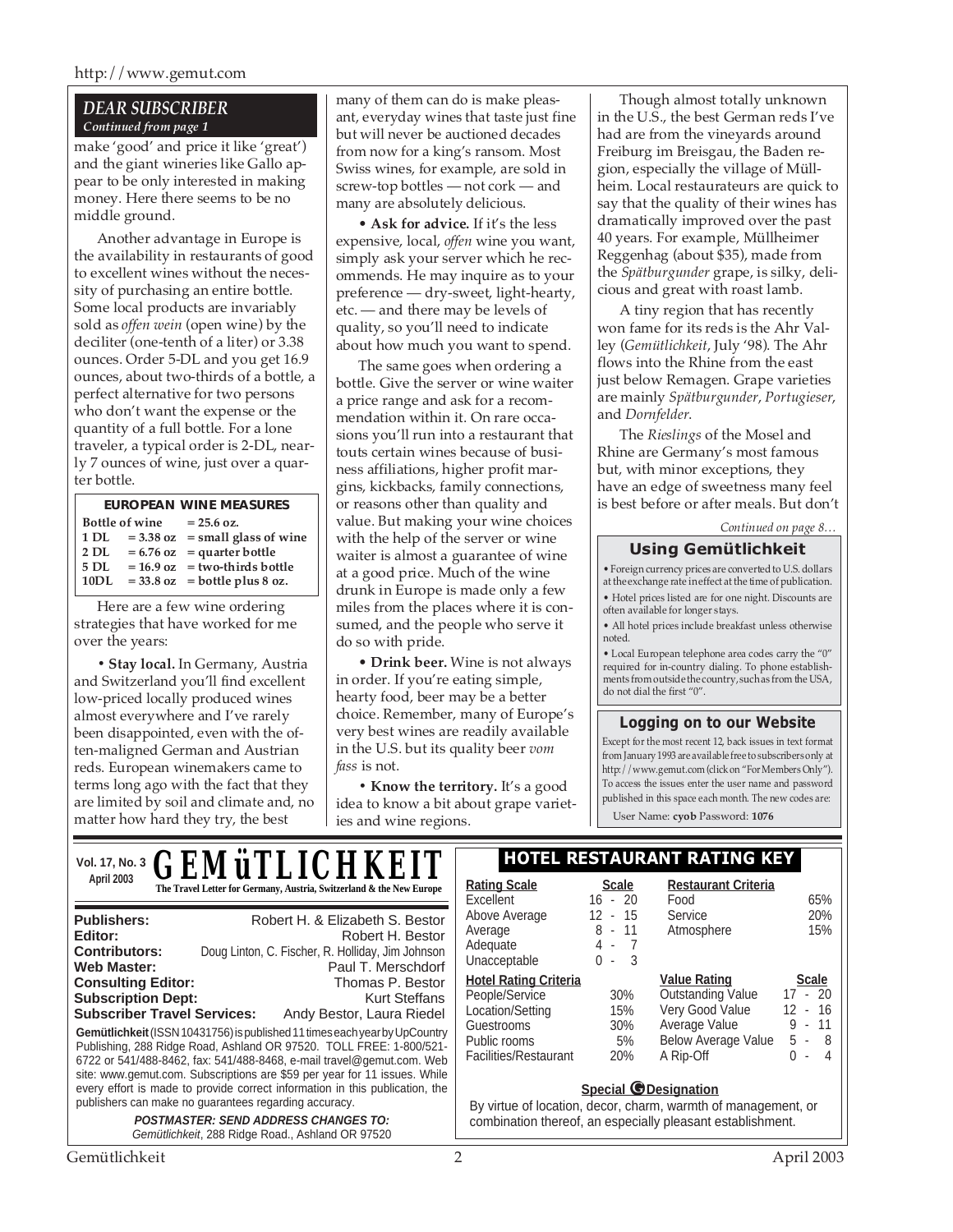## DEAR SUBSCRIBER

*Continued from page 1*

make 'good' and price it like 'great') and the giant wineries like Gallo appear to be only interested in making money. Here there seems to be no middle ground.

Another advantage in Europe is the availability in restaurants of good to excellent wines without the necessity of purchasing an entire bottle. Some local products are invariably sold as *offen wein* (open wine) by the deciliter (one-tenth of a liter) or 3.38 ounces. Order 5-DL and you get 16.9 ounces, about two-thirds of a bottle, a perfect alternative for two persons who don't want the expense or the quantity of a full bottle. For a lone traveler, a typical order is 2-DL, nearly 7 ounces of wine, just over a quarter bottle.

**EUROPEAN WINE MEASURES**

| Bottle of wine | = 25.6 oz. | |
|---|---|---|
| 1 DL | = 3.38 oz | = small glass of wine |
| 2 DL | = 6.76 oz | = quarter bottle |
| 5 DL | = 16.9 oz | = two-thirds bottle |
| 10DL | = 33.8 oz | = bottle plus 8 oz. |

Here are a few wine ordering strategies that have worked for me over the years:

• **Stay local.** In Germany, Austria and Switzerland you'll find excellent low-priced locally produced wines almost everywhere and I've rarely been disappointed, even with the often-maligned German and Austrian reds. European winemakers came to terms long ago with the fact that they are limited by soil and climate and, no matter how hard they try, the best many of them can do is make pleasant, everyday wines that taste just fine but will never be auctioned decades from now for a king's ransom. Most Swiss wines, for example, are sold in screw-top bottles — not cork — and many are absolutely delicious.

• **Ask for advice.** If it's the less expensive, local, *offen* wine you want, simply ask your server which he recommends. He may inquire as to your preference — dry-sweet, light-hearty, etc. — and there may be levels of quality, so you'll need to indicate about how much you want to spend.

The same goes when ordering a bottle. Give the server or wine waiter a price range and ask for a recommendation within it. On rare occasions you'll run into a restaurant that touts certain wines because of business affiliations, higher profit margins, kickbacks, family connections, or reasons other than quality and value. But making your wine choices with the help of the server or wine waiter is almost a guarantee of wine at a good price. Much of the wine drunk in Europe is made only a few miles from the places where it is consumed, and the people who serve it do so with pride.

• **Drink beer.** Wine is not always in order. If you're eating simple, hearty food, beer may be a better choice. Remember, many of Europe's very best wines are readily available in the U.S. but its quality beer *vom fass* is not.

• **Know the territory.** It's a good idea to know a bit about grape varieties and wine regions.

Though almost totally unknown in the U.S., the best German reds I've had are from the vineyards around Freiburg im Breisgau, the Baden region, especially the village of Müllheim. Local restaurateurs are quick to say that the quality of their wines has dramatically improved over the past 40 years. For example, Müllheimer Reggenhag (about $35), made from the *Spätburgunder* grape, is silky, delicious and great with roast lamb.

A tiny region that has recently won fame for its reds is the Ahr Valley (*Gemütlichkeit*, July '98). The Ahr flows into the Rhine from the east just below Remagen. Grape varieties are mainly *Spätburgunder*, *Portugieser*, and *Dornfelder*.

The *Rieslings* of the Mosel and Rhine are Germany's most famous but, with minor exceptions, they have an edge of sweetness many feel is best before or after meals. But don't

*Continued on page 8…*

### Using Gemütlichkeit

• Foreign currency prices are converted to U.S. dollars at the exchange rate in effect at the time of publication.

• Hotel prices listed are for one night. Discounts are often available for longer stays.

• All hotel prices include breakfast unless otherwise noted.

• Local European telephone area codes carry the "0" required for in-country dialing. To phone establishments from outside the country, such as from the USA, do not dial the first "0".

### Logging on to our Website

Except for the most recent 12, back issues in text format from January 1993 are available free to subscribers only at http://www.gemut.com (click on "For Members Only"). To access the issues enter the user name and password published in this space each month. The new codes are:

User Name: **cyob** Password: **1076**

---

Vol. 17, No. 3
April 2003

# GEMüTLICHKEIT

**The Travel Letter for Germany, Austria, Switzerland & the New Europe**

| | |
|---|---|
| **Publishers:** | Robert H. & Elizabeth S. Bestor |
| **Editor:** | Robert H. Bestor |
| **Contributors:** | Doug Linton, C. Fischer, R. Holliday, Jim Johnson |
| **Web Master:** | Paul T. Merschdorf |
| **Consulting Editor:** | Thomas P. Bestor |
| **Subscription Dept:** | Kurt Steffans |
| **Subscriber Travel Services:** | Andy Bestor, Laura Riedel |

**Gemütlichkeit** (ISSN 10431756) is published 11 times each year by UpCountry Publishing, 288 Ridge Road, Ashland OR 97520. TOLL FREE: 1-800/521-6722 or 541/488-8462, fax: 541/488-8468, e-mail travel@gemut.com. Web site: www.gemut.com. Subscriptions are $59 per year for 11 issues. While every effort is made to provide correct information in this publication, the publishers can make no guarantees regarding accuracy.

***POSTMASTER: SEND ADDRESS CHANGES TO:***
*Gemütlichkeit*, 288 Ridge Road., Ashland OR 97520

## HOTEL RESTAURANT RATING KEY

| Rating Scale | Scale |
|---|---|
| Excellent | 16 - 20 |
| Above Average | 12 - 15 |
| Average | 8 - 11 |
| Adequate | 4 - 7 |
| Unacceptable | 0 - 3 |

| Restaurant Criteria | |
|---|---|
| Food | 65% |
| Service | 20% |
| Atmosphere | 15% |

| Hotel Rating Criteria | |
|---|---|
| People/Service | 30% |
| Location/Setting | 15% |
| Guestrooms | 30% |
| Public rooms | 5% |
| Facilities/Restaurant | 20% |

| Value Rating | Scale |
|---|---|
| Outstanding Value | 17 - 20 |
| Very Good Value | 12 - 16 |
| Average Value | 9 - 11 |
| Below Average Value | 5 - 8 |
| A Rip-Off | 0 - 4 |

**Special G Designation**

By virtue of location, decor, charm, warmth of management, or combination thereof, an especially pleasant establishment.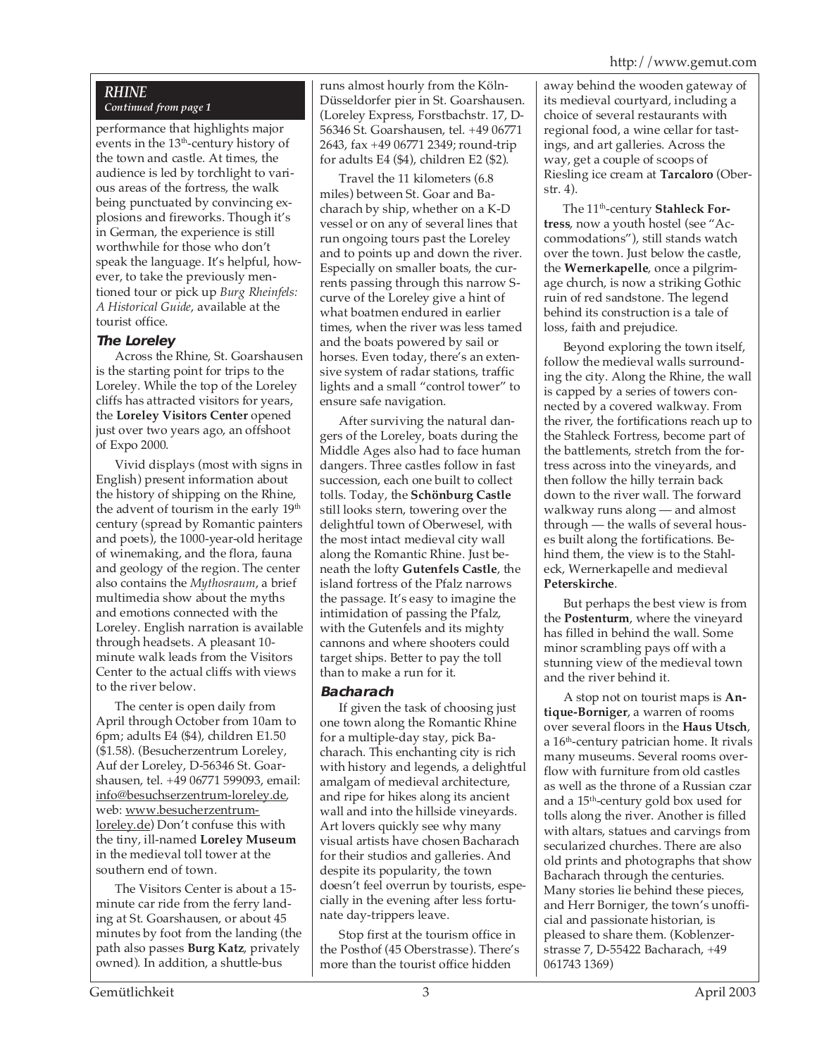*RHINE*
*Continued from page 1*

performance that highlights major events in the 13th-century history of the town and castle. At times, the audience is led by torchlight to various areas of the fortress, the walk being punctuated by convincing explosions and fireworks. Though it's in German, the experience is still worthwhile for those who don't speak the language. It's helpful, however, to take the previously mentioned tour or pick up *Burg Rheinfels: A Historical Guide*, available at the tourist office.

### The Loreley

Across the Rhine, St. Goarshausen is the starting point for trips to the Loreley. While the top of the Loreley cliffs has attracted visitors for years, the **Loreley Visitors Center** opened just over two years ago, an offshoot of Expo 2000.

Vivid displays (most with signs in English) present information about the history of shipping on the Rhine, the advent of tourism in the early 19th century (spread by Romantic painters and poets), the 1000-year-old heritage of winemaking, and the flora, fauna and geology of the region. The center also contains the *Mythosraum*, a brief multimedia show about the myths and emotions connected with the Loreley. English narration is available through headsets. A pleasant 10-minute walk leads from the Visitors Center to the actual cliffs with views to the river below.

The center is open daily from April through October from 10am to 6pm; adults E4 ($4), children E1.50 ($1.58). (Besucherzentrum Loreley, Auf der Loreley, D-56346 St. Goarshausen, tel. +49 06771 599093, email: info@besuchserzentrum-loreley.de, web: www.besucherzentrum-loreley.de) Don't confuse this with the tiny, ill-named **Loreley Museum** in the medieval toll tower at the southern end of town.

The Visitors Center is about a 15-minute car ride from the ferry landing at St. Goarshausen, or about 45 minutes by foot from the landing (the path also passes **Burg Katz**, privately owned). In addition, a shuttle-bus runs almost hourly from the Köln-Düsseldorfer pier in St. Goarshausen. (Loreley Express, Forstbachstr. 17, D-56346 St. Goarshausen, tel. +49 06771 2643, fax +49 06771 2349; round-trip for adults E4 ($4), children E2 ($2).

Travel the 11 kilometers (6.8 miles) between St. Goar and Bacharach by ship, whether on a K-D vessel or on any of several lines that run ongoing tours past the Loreley and to points up and down the river. Especially on smaller boats, the currents passing through this narrow S-curve of the Loreley give a hint of what boatmen endured in earlier times, when the river was less tamed and the boats powered by sail or horses. Even today, there's an extensive system of radar stations, traffic lights and a small "control tower" to ensure safe navigation.

After surviving the natural dangers of the Loreley, boats during the Middle Ages also had to face human dangers. Three castles follow in fast succession, each one built to collect tolls. Today, the **Schönburg Castle** still looks stern, towering over the delightful town of Oberwesel, with the most intact medieval city wall along the Romantic Rhine. Just beneath the lofty **Gutenfels Castle**, the island fortress of the Pfalz narrows the passage. It's easy to imagine the intimidation of passing the Pfalz, with the Gutenfels and its mighty cannons and where shooters could target ships. Better to pay the toll than to make a run for it.

### Bacharach

If given the task of choosing just one town along the Romantic Rhine for a multiple-day stay, pick Bacharach. This enchanting city is rich with history and legends, a delightful amalgam of medieval architecture, and ripe for hikes along its ancient wall and into the hillside vineyards. Art lovers quickly see why many visual artists have chosen Bacharach for their studios and galleries. And despite its popularity, the town doesn't feel overrun by tourists, especially in the evening after less fortunate day-trippers leave.

Stop first at the tourism office in the Posthof (45 Oberstrasse). There's more than the tourist office hidden away behind the wooden gateway of its medieval courtyard, including a choice of several restaurants with regional food, a wine cellar for tastings, and art galleries. Across the way, get a couple of scoops of Riesling ice cream at **Tarcaloro** (Oberstr. 4).

The 11th-century **Stahleck Fortress**, now a youth hostel (see "Accommodations"), still stands watch over the town. Just below the castle, the **Wernerkapelle**, once a pilgrimage church, is now a striking Gothic ruin of red sandstone. The legend behind its construction is a tale of loss, faith and prejudice.

Beyond exploring the town itself, follow the medieval walls surrounding the city. Along the Rhine, the wall is capped by a series of towers connected by a covered walkway. From the river, the fortifications reach up to the Stahleck Fortress, become part of the battlements, stretch from the fortress across into the vineyards, and then follow the hilly terrain back down to the river wall. The forward walkway runs along — and almost through — the walls of several houses built along the fortifications. Behind them, the view is to the Stahleck, Wernerkapelle and medieval **Peterskirche**.

But perhaps the best view is from the **Postenturm**, where the vineyard has filled in behind the wall. Some minor scrambling pays off with a stunning view of the medieval town and the river behind it.

A stop not on tourist maps is **Antique-Borniger**, a warren of rooms over several floors in the **Haus Utsch**, a 16th-century patrician home. It rivals many museums. Several rooms overflow with furniture from old castles as well as the throne of a Russian czar and a 15th-century gold box used for tolls along the river. Another is filled with altars, statues and carvings from secularized churches. There are also old prints and photographs that show Bacharach through the centuries. Many stories lie behind these pieces, and Herr Borniger, the town's unofficial and passionate historian, is pleased to share them. (Koblenzerstrasse 7, D-55422 Bacharach, +49 061743 1369)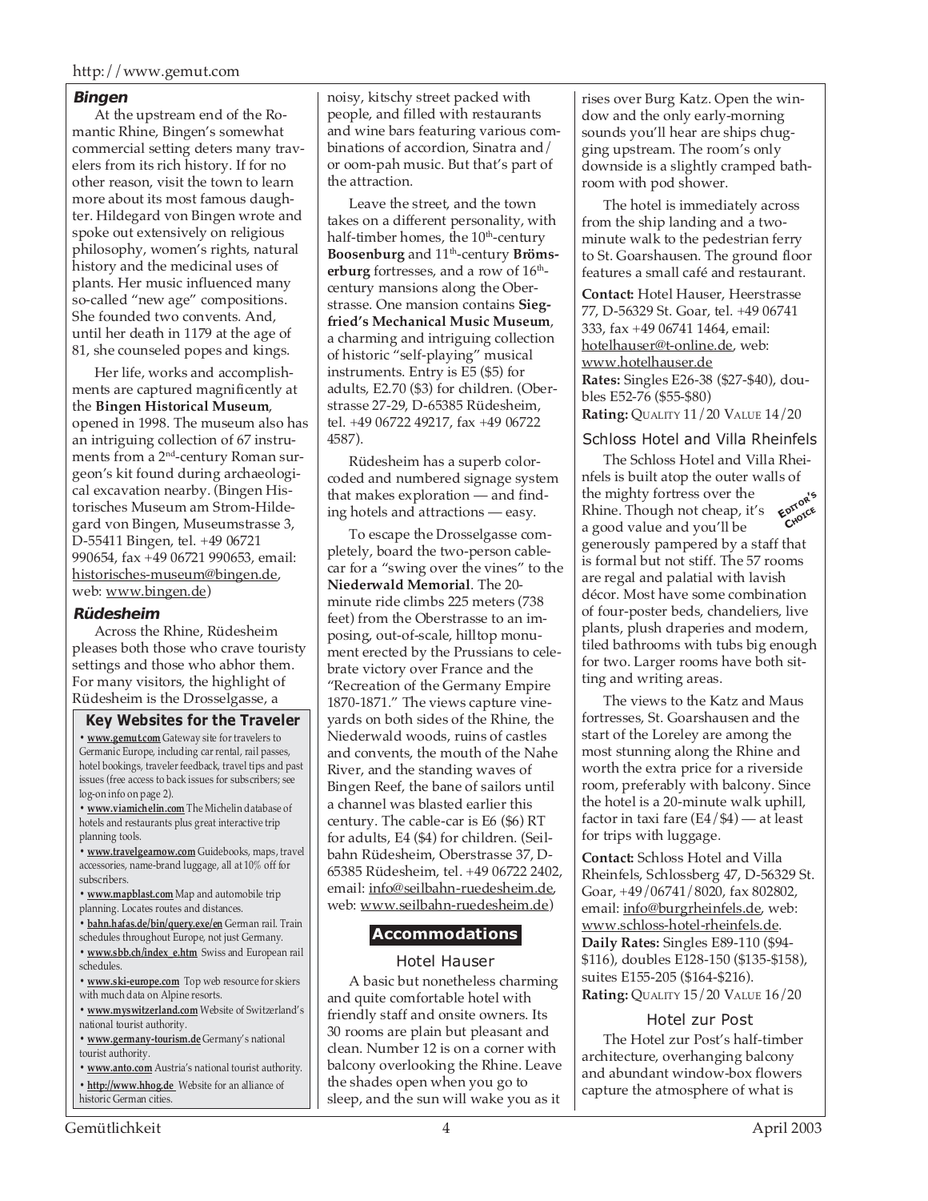### Bingen

At the upstream end of the Romantic Rhine, Bingen's somewhat commercial setting deters many travelers from its rich history. If for no other reason, visit the town to learn more about its most famous daughter. Hildegard von Bingen wrote and spoke out extensively on religious philosophy, women's rights, natural history and the medicinal uses of plants. Her music influenced many so-called "new age" compositions. She founded two convents. And, until her death in 1179 at the age of 81, she counseled popes and kings.

Her life, works and accomplishments are captured magnificently at the **Bingen Historical Museum**, opened in 1998. The museum also has an intriguing collection of 67 instruments from a 2nd-century Roman surgeon's kit found during archaeological excavation nearby. (Bingen Historisches Museum am Strom-Hildegard von Bingen, Museumstrasse 3, D-55411 Bingen, tel. +49 06721 990654, fax +49 06721 990653, email: historisches-museum@bingen.de, web: www.bingen.de)

### Rüdesheim

Across the Rhine, Rüdesheim pleases both those who crave touristy settings and those who abhor them. For many visitors, the highlight of Rüdesheim is the Drosselgasse, a noisy, kitschy street packed with people, and filled with restaurants and wine bars featuring various combinations of accordion, Sinatra and/or oom-pah music. But that's part of the attraction.

Leave the street, and the town takes on a different personality, with half-timber homes, the 10th-century **Boosenburg** and 11th-century **Brömserburg** fortresses, and a row of 16th-century mansions along the Oberstrasse. One mansion contains **Siegfried's Mechanical Music Museum**, a charming and intriguing collection of historic "self-playing" musical instruments. Entry is E5 ($5) for adults, E2.70 ($3) for children. (Oberstrasse 27-29, D-65385 Rüdesheim, tel. +49 06722 49217, fax +49 06722 4587).

Rüdesheim has a superb color-coded and numbered signage system that makes exploration — and finding hotels and attractions — easy.

To escape the Drosselgasse completely, board the two-person cable-car for a "swing over the vines" to the **Niederwald Memorial**. The 20-minute ride climbs 225 meters (738 feet) from the Oberstrasse to an imposing, out-of-scale, hilltop monument erected by the Prussians to celebrate victory over France and the "Recreation of the Germany Empire 1870-1871." The views capture vineyards on both sides of the Rhine, the Niederwald woods, ruins of castles and convents, the mouth of the Nahe River, and the standing waves of Bingen Reef, the bane of sailors until a channel was blasted earlier this century. The cable-car is E6 ($6) RT for adults, E4 ($4) for children. (Seilbahn Rüdesheim, Oberstrasse 37, D-65385 Rüdesheim, tel. +49 06722 2402, email: info@seilbahn-ruedesheim.de, web: www.seilbahn-ruedesheim.de)

#### Key Websites for the Traveler

- **www.gemut.com** Gateway site for travelers to Germanic Europe, including car rental, rail passes, hotel bookings, traveler feedback, travel tips and past issues (free access to back issues for subscribers; see log-on info on page 2).
- **www.viamichelin.com** The Michelin database of hotels and restaurants plus great interactive trip planning tools.
- **www.travelgearnow.com** Guidebooks, maps, travel accessories, name-brand luggage, all at 10% off for subscribers.
- **www.mapblast.com** Map and automobile trip planning. Locates routes and distances.
- **bahn.hafas.de/bin/query.exe/en** German rail. Train schedules throughout Europe, not just Germany.
- **www.sbb.ch/index_e.htm** Swiss and European rail schedules.
- **www.ski-europe.com** Top web resource for skiers with much data on Alpine resorts.
- **www.myswitzerland.com** Website of Switzerland's national tourist authority.
- **www.germany-tourism.de** Germany's national tourist authority.
- **www.anto.com** Austria's national tourist authority.
- **http://www.hhog.de** Website for an alliance of historic German cities.

## Accommodations

### Hotel Hauser

A basic but nonetheless charming and quite comfortable hotel with friendly staff and onsite owners. Its 30 rooms are plain but pleasant and clean. Number 12 is on a corner with balcony overlooking the Rhine. Leave the shades open when you go to sleep, and the sun will wake you as it rises over Burg Katz. Open the window and the only early-morning sounds you'll hear are ships chugging upstream. The room's only downside is a slightly cramped bathroom with pod shower.

The hotel is immediately across from the ship landing and a two-minute walk to the pedestrian ferry to St. Goarshausen. The ground floor features a small café and restaurant.

**Contact:** Hotel Hauser, Heerstrasse 77, D-56329 St. Goar, tel. +49 06741 333, fax +49 06741 1464, email: hotelhauser@t-online.de, web: www.hotelhauser.de
**Rates:** Singles E26-38 ($27-$40), doubles E52-76 ($55-$80)
**Rating:** QUALITY 11/20 VALUE 14/20

### Schloss Hotel and Villa Rheinfels

*EDITOR'S CHOICE*

The Schloss Hotel and Villa Rheinfels is built atop the outer walls of the mighty fortress over the Rhine. Though not cheap, it's a good value and you'll be generously pampered by a staff that is formal but not stiff. The 57 rooms are regal and palatial with lavish décor. Most have some combination of four-poster beds, chandeliers, live plants, plush draperies and modern, tiled bathrooms with tubs big enough for two. Larger rooms have both sitting and writing areas.

The views to the Katz and Maus fortresses, St. Goarshausen and the start of the Loreley are among the most stunning along the Rhine and worth the extra price for a riverside room, preferably with balcony. Since the hotel is a 20-minute walk uphill, factor in taxi fare (E4/$4) — at least for trips with luggage.

**Contact:** Schloss Hotel and Villa Rheinfels, Schlossberg 47, D-56329 St. Goar, +49/06741/8020, fax 802802, email: info@burgrheinfels.de, web: www.schloss-hotel-rheinfels.de.
**Daily Rates:** Singles E89-110 ($94-$116), doubles E128-150 ($135-$158), suites E155-205 ($164-$216).
**Rating:** QUALITY 15/20 VALUE 16/20

### Hotel zur Post

The Hotel zur Post's half-timber architecture, overhanging balcony and abundant window-box flowers capture the atmosphere of what is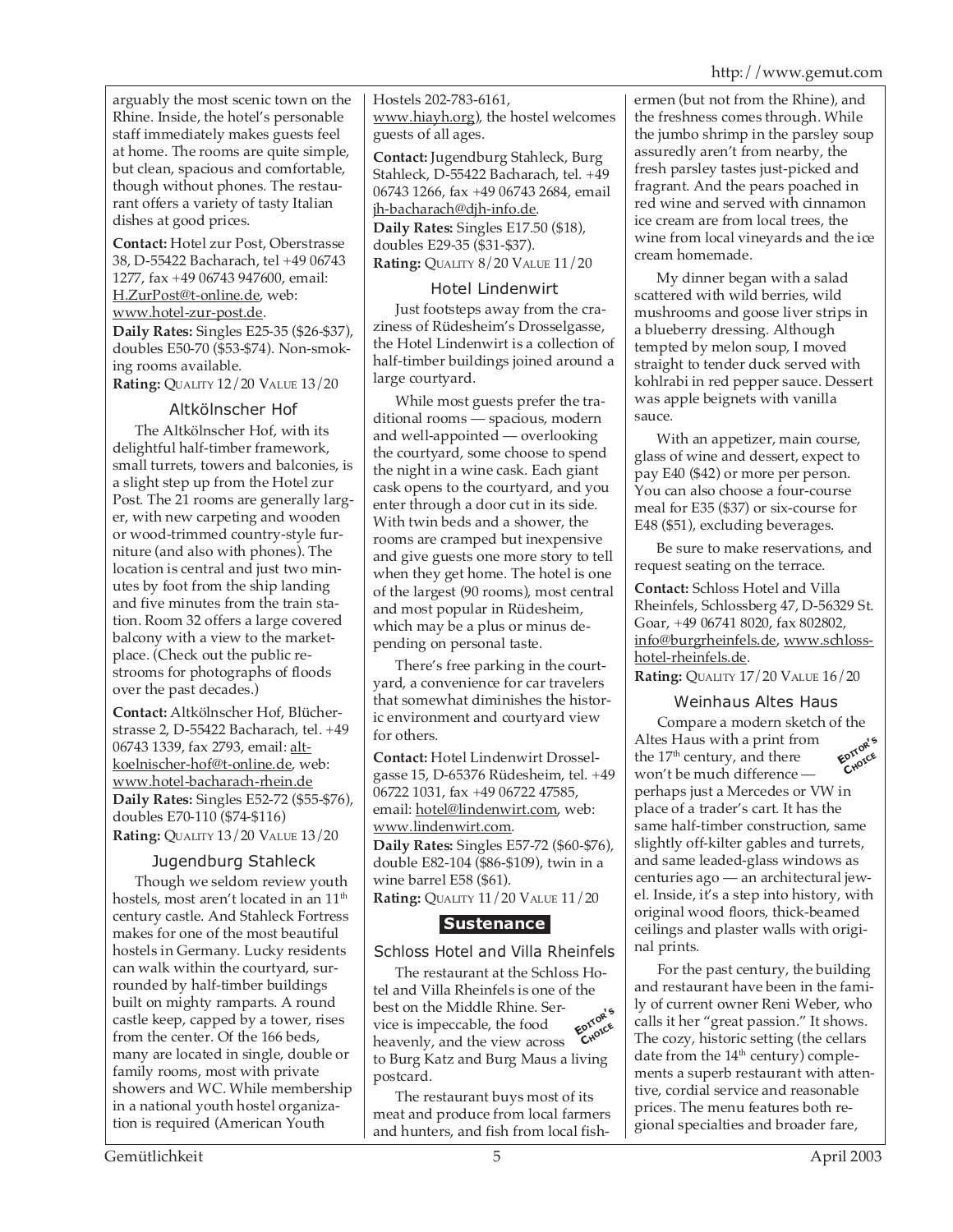arguably the most scenic town on the Rhine. Inside, the hotel's personable staff immediately makes guests feel at home. The rooms are quite simple, but clean, spacious and comfortable, though without phones. The restaurant offers a variety of tasty Italian dishes at good prices.

**Contact:** Hotel zur Post, Oberstrasse 38, D-55422 Bacharach, tel +49 06743 1277, fax +49 06743 947600, email: H.ZurPost@t-online.de, web: www.hotel-zur-post.de.
**Daily Rates:** Singles E25-35 ($26-$37), doubles E50-70 ($53-$74). Non-smoking rooms available.
**Rating:** QUALITY 12/20 VALUE 13/20

### Altkölnscher Hof

The Altkölnscher Hof, with its delightful half-timber framework, small turrets, towers and balconies, is a slight step up from the Hotel zur Post. The 21 rooms are generally larger, with new carpeting and wooden or wood-trimmed country-style furniture (and also with phones). The location is central and just two minutes by foot from the ship landing and five minutes from the train station. Room 32 offers a large covered balcony with a view to the marketplace. (Check out the public restrooms for photographs of floods over the past decades.)

**Contact:** Altkölnscher Hof, Blücherstrasse 2, D-55422 Bacharach, tel. +49 06743 1339, fax 2793, email: altkoelnischer-hof@t-online.de, web: www.hotel-bacharach-rhein.de
**Daily Rates:** Singles E52-72 ($55-$76), doubles E70-110 ($74-$116)
**Rating:** QUALITY 13/20 VALUE 13/20

### Jugendburg Stahleck

Though we seldom review youth hostels, most aren't located in an 11th century castle. And Stahleck Fortress makes for one of the most beautiful hostels in Germany. Lucky residents can walk within the courtyard, surrounded by half-timber buildings built on mighty ramparts. A round castle keep, capped by a tower, rises from the center. Of the 166 beds, many are located in single, double or family rooms, most with private showers and WC. While membership in a national youth hostel organization is required (American Youth Hostels 202-783-6161, www.hiayh.org), the hostel welcomes guests of all ages.

**Contact:** Jugendburg Stahleck, Burg Stahleck, D-55422 Bacharach, tel. +49 06743 1266, fax +49 06743 2684, email jh-bacharach@djh-info.de.
**Daily Rates:** Singles E17.50 ($18), doubles E29-35 ($31-$37).
**Rating:** QUALITY 8/20 VALUE 11/20

### Hotel Lindenwirt

Just footsteps away from the craziness of Rüdesheim's Drosselgasse, the Hotel Lindenwirt is a collection of half-timber buildings joined around a large courtyard.

While most guests prefer the traditional rooms — spacious, modern and well-appointed — overlooking the courtyard, some choose to spend the night in a wine cask. Each giant cask opens to the courtyard, and you enter through a door cut in its side. With twin beds and a shower, the rooms are cramped but inexpensive and give guests one more story to tell when they get home. The hotel is one of the largest (90 rooms), most central and most popular in Rüdesheim, which may be a plus or minus depending on personal taste.

There's free parking in the courtyard, a convenience for car travelers that somewhat diminishes the historic environment and courtyard view for others.

**Contact:** Hotel Lindenwirt Drosselgasse 15, D-65376 Rüdesheim, tel. +49 06722 1031, fax +49 06722 47585, email: hotel@lindenwirt.com, web: www.lindenwirt.com.
**Daily Rates:** Singles E57-72 ($60-$76), double E82-104 ($86-$109), twin in a wine barrel E58 ($61).
**Rating:** QUALITY 11/20 VALUE 11/20

## Sustenance

### Schloss Hotel and Villa Rheinfels

EDITOR'S CHOICE

The restaurant at the Schloss Hotel and Villa Rheinfels is one of the best on the Middle Rhine. Service is impeccable, the food heavenly, and the view across to Burg Katz and Burg Maus a living postcard.

The restaurant buys most of its meat and produce from local farmers and hunters, and fish from local fishermen (but not from the Rhine), and the freshness comes through. While the jumbo shrimp in the parsley soup assuredly aren't from nearby, the fresh parsley tastes just-picked and fragrant. And the pears poached in red wine and served with cinnamon ice cream are from local trees, the wine from local vineyards and the ice cream homemade.

My dinner began with a salad scattered with wild berries, wild mushrooms and goose liver strips in a blueberry dressing. Although tempted by melon soup, I moved straight to tender duck served with kohlrabi in red pepper sauce. Dessert was apple beignets with vanilla sauce.

With an appetizer, main course, glass of wine and dessert, expect to pay E40 ($42) or more per person. You can also choose a four-course meal for E35 ($37) or six-course for E48 ($51), excluding beverages.

Be sure to make reservations, and request seating on the terrace.

**Contact:** Schloss Hotel and Villa Rheinfels, Schlossberg 47, D-56329 St. Goar, +49 06741 8020, fax 802802, info@burgrheinfels.de, www.schloss-hotel-rheinfels.de.
**Rating:** QUALITY 17/20 VALUE 16/20

### Weinhaus Altes Haus

EDITOR'S CHOICE

Compare a modern sketch of the Altes Haus with a print from the 17th century, and there won't be much difference — perhaps just a Mercedes or VW in place of a trader's cart. It has the same half-timber construction, same slightly off-kilter gables and turrets, and same leaded-glass windows as centuries ago — an architectural jewel. Inside, it's a step into history, with original wood floors, thick-beamed ceilings and plaster walls with original prints.

For the past century, the building and restaurant have been in the family of current owner Reni Weber, who calls it her "great passion." It shows. The cozy, historic setting (the cellars date from the 14th century) complements a superb restaurant with attentive, cordial service and reasonable prices. The menu features both regional specialties and broader fare,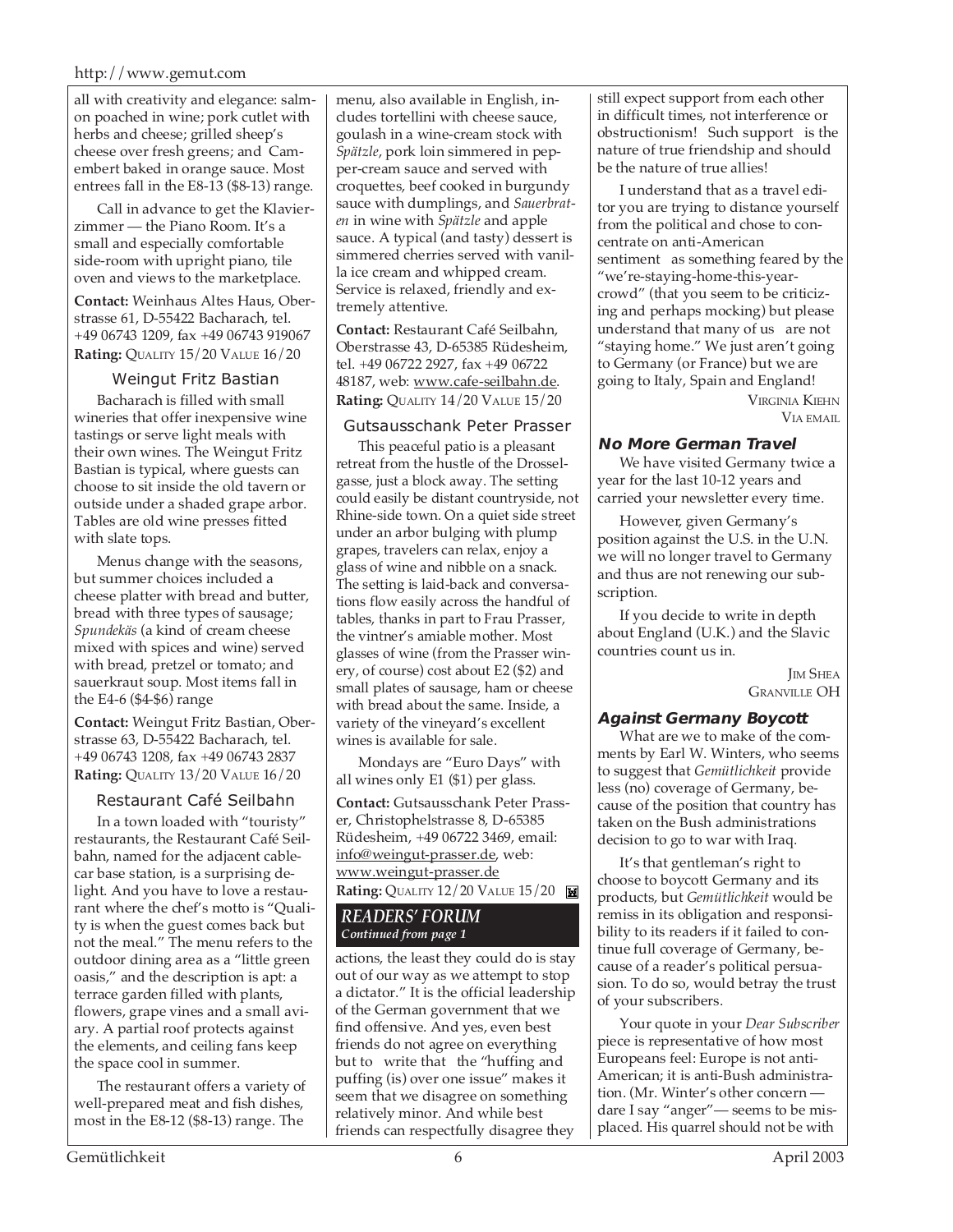all with creativity and elegance: salmon poached in wine; pork cutlet with herbs and cheese; grilled sheep's cheese over fresh greens; and Camembert baked in orange sauce. Most entrees fall in the E8-13 ($8-13) range.

Call in advance to get the Klavierzimmer — the Piano Room. It's a small and especially comfortable side-room with upright piano, tile oven and views to the marketplace.

**Contact:** Weinhaus Altes Haus, Oberstrasse 61, D-55422 Bacharach, tel. +49 06743 1209, fax +49 06743 919067
**Rating:** QUALITY 15/20 VALUE 16/20

### Weingut Fritz Bastian

Bacharach is filled with small wineries that offer inexpensive wine tastings or serve light meals with their own wines. The Weingut Fritz Bastian is typical, where guests can choose to sit inside the old tavern or outside under a shaded grape arbor. Tables are old wine presses fitted with slate tops.

Menus change with the seasons, but summer choices included a cheese platter with bread and butter, bread with three types of sausage; *Spundekäs* (a kind of cream cheese mixed with spices and wine) served with bread, pretzel or tomato; and sauerkraut soup. Most items fall in the E4-6 ($4-$6) range

**Contact:** Weingut Fritz Bastian, Oberstrasse 63, D-55422 Bacharach, tel. +49 06743 1208, fax +49 06743 2837
**Rating:** QUALITY 13/20 VALUE 16/20

### Restaurant Café Seilbahn

In a town loaded with "touristy" restaurants, the Restaurant Café Seilbahn, named for the adjacent cable-car base station, is a surprising delight. And you have to love a restaurant where the chef's motto is "Quality is when the guest comes back but not the meal." The menu refers to the outdoor dining area as a "little green oasis," and the description is apt: a terrace garden filled with plants, flowers, grape vines and a small aviary. A partial roof protects against the elements, and ceiling fans keep the space cool in summer.

The restaurant offers a variety of well-prepared meat and fish dishes, most in the E8-12 ($8-13) range. The menu, also available in English, includes tortellini with cheese sauce, goulash in a wine-cream stock with *Spätzle*, pork loin simmered in pepper-cream sauce and served with croquettes, beef cooked in burgundy sauce with dumplings, and *Sauerbraten* in wine with *Spätzle* and apple sauce. A typical (and tasty) dessert is simmered cherries served with vanilla ice cream and whipped cream. Service is relaxed, friendly and extremely attentive.

**Contact:** Restaurant Café Seilbahn, Oberstrasse 43, D-65385 Rüdesheim, tel. +49 06722 2927, fax +49 06722 48187, web: www.cafe-seilbahn.de.
**Rating:** QUALITY 14/20 VALUE 15/20

### Gutsausschank Peter Prasser

This peaceful patio is a pleasant retreat from the hustle of the Drosselgasse, just a block away. The setting could easily be distant countryside, not Rhine-side town. On a quiet side street under an arbor bulging with plump grapes, travelers can relax, enjoy a glass of wine and nibble on a snack. The setting is laid-back and conversations flow easily across the handful of tables, thanks in part to Frau Prasser, the vintner's amiable mother. Most glasses of wine (from the Prasser winery, of course) cost about E2 ($2) and small plates of sausage, ham or cheese with bread about the same. Inside, a variety of the vineyard's excellent wines is available for sale.

Mondays are "Euro Days" with all wines only E1 ($1) per glass.

**Contact:** Gutsausschank Peter Prasser, Christophelstrasse 8, D-65385 Rüdesheim, +49 06722 3469, email: info@weingut-prasser.de, web: www.weingut-prasser.de
**Rating:** QUALITY 12/20 VALUE 15/20

## READERS' FORUM
*Continued from page 1*

actions, the least they could do is stay out of our way as we attempt to stop a dictator." It is the official leadership of the German government that we find offensive. And yes, even best friends do not agree on everything but to write that the "huffing and puffing (is) over one issue" makes it seem that we disagree on something relatively minor. And while best friends can respectfully disagree they still expect support from each other in difficult times, not interference or obstructionism! Such support is the nature of true friendship and should be the nature of true allies!

I understand that as a travel editor you are trying to distance yourself from the political and chose to concentrate on anti-American sentiment as something feared by the "we're-staying-home-this-year-crowd" (that you seem to be criticizing and perhaps mocking) but please understand that many of us are not "staying home." We just aren't going to Germany (or France) but we are going to Italy, Spain and England!

VIRGINIA KIEHN
VIA EMAIL

### No More German Travel

We have visited Germany twice a year for the last 10-12 years and carried your newsletter every time.

However, given Germany's position against the U.S. in the U.N. we will no longer travel to Germany and thus are not renewing our subscription.

If you decide to write in depth about England (U.K.) and the Slavic countries count us in.

JIM SHEA
GRANVILLE OH

### Against Germany Boycott

What are we to make of the comments by Earl W. Winters, who seems to suggest that *Gemütlichkeit* provide less (no) coverage of Germany, because of the position that country has taken on the Bush administrations decision to go to war with Iraq.

It's that gentleman's right to choose to boycott Germany and its products, but *Gemütlichkeit* would be remiss in its obligation and responsibility to its readers if it failed to continue full coverage of Germany, because of a reader's political persuasion. To do so, would betray the trust of your subscribers.

Your quote in your *Dear Subscriber* piece is representative of how most Europeans feel: Europe is not anti-American; it is anti-Bush administration. (Mr. Winter's other concern — dare I say "anger"— seems to be misplaced. His quarrel should not be with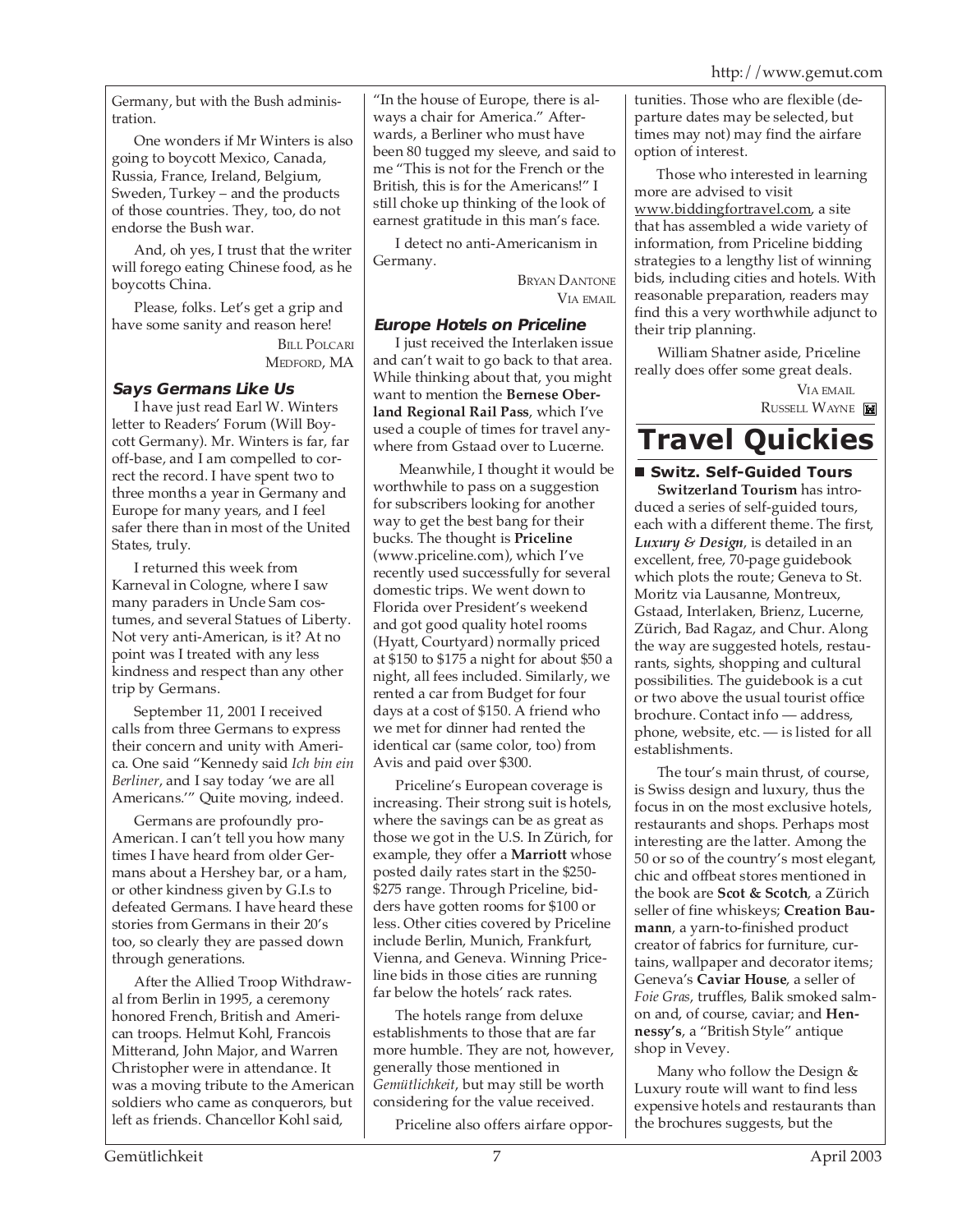Germany, but with the Bush administration.

One wonders if Mr Winters is also going to boycott Mexico, Canada, Russia, France, Ireland, Belgium, Sweden, Turkey – and the products of those countries. They, too, do not endorse the Bush war.

And, oh yes, I trust that the writer will forego eating Chinese food, as he boycotts China.

Please, folks. Let's get a grip and have some sanity and reason here!

BILL POLCARI
MEDFORD, MA

### Says Germans Like Us

I have just read Earl W. Winters letter to Readers' Forum (Will Boycott Germany). Mr. Winters is far, far off-base, and I am compelled to correct the record. I have spent two to three months a year in Germany and Europe for many years, and I feel safer there than in most of the United States, truly.

I returned this week from Karneval in Cologne, where I saw many paraders in Uncle Sam costumes, and several Statues of Liberty. Not very anti-American, is it? At no point was I treated with any less kindness and respect than any other trip by Germans.

September 11, 2001 I received calls from three Germans to express their concern and unity with America. One said "Kennedy said *Ich bin ein Berliner*, and I say today 'we are all Americans.'" Quite moving, indeed.

Germans are profoundly pro-American. I can't tell you how many times I have heard from older Germans about a Hershey bar, or a ham, or other kindness given by G.I.s to defeated Germans. I have heard these stories from Germans in their 20's too, so clearly they are passed down through generations.

After the Allied Troop Withdrawal from Berlin in 1995, a ceremony honored French, British and American troops. Helmut Kohl, Francois Mitterand, John Major, and Warren Christopher were in attendance. It was a moving tribute to the American soldiers who came as conquerors, but left as friends. Chancellor Kohl said, "In the house of Europe, there is always a chair for America." Afterwards, a Berliner who must have been 80 tugged my sleeve, and said to me "This is not for the French or the British, this is for the Americans!" I still choke up thinking of the look of earnest gratitude in this man's face.

I detect no anti-Americanism in Germany.

BRYAN DANTONE
VIA EMAIL

### Europe Hotels on Priceline

I just received the Interlaken issue and can't wait to go back to that area. While thinking about that, you might want to mention the **Bernese Oberland Regional Rail Pass**, which I've used a couple of times for travel anywhere from Gstaad over to Lucerne.

Meanwhile, I thought it would be worthwhile to pass on a suggestion for subscribers looking for another way to get the best bang for their bucks. The thought is **Priceline** (www.priceline.com), which I've recently used successfully for several domestic trips. We went down to Florida over President's weekend and got good quality hotel rooms (Hyatt, Courtyard) normally priced at $150 to $175 a night for about $50 a night, all fees included. Similarly, we rented a car from Budget for four days at a cost of $150. A friend who we met for dinner had rented the identical car (same color, too) from Avis and paid over $300.

Priceline's European coverage is increasing. Their strong suit is hotels, where the savings can be as great as those we got in the U.S. In Zürich, for example, they offer a **Marriott** whose posted daily rates start in the $250-$275 range. Through Priceline, bidders have gotten rooms for $100 or less. Other cities covered by Priceline include Berlin, Munich, Frankfurt, Vienna, and Geneva. Winning Priceline bids in those cities are running far below the hotels' rack rates.

The hotels range from deluxe establishments to those that are far more humble. They are not, however, generally those mentioned in *Gemütlichkeit*, but may still be worth considering for the value received.

Priceline also offers airfare opportunities. Those who are flexible (departure dates may be selected, but times may not) may find the airfare option of interest.

Those who interested in learning more are advised to visit www.biddingfortravel.com, a site that has assembled a wide variety of information, from Priceline bidding strategies to a lengthy list of winning bids, including cities and hotels. With reasonable preparation, readers may find this a very worthwhile adjunct to their trip planning.

William Shatner aside, Priceline really does offer some great deals.

VIA EMAIL
RUSSELL WAYNE

# Travel Quickies

### Switz. Self-Guided Tours

**Switzerland Tourism** has introduced a series of self-guided tours, each with a different theme. The first, ***Luxury & Design***, is detailed in an excellent, free, 70-page guidebook which plots the route; Geneva to St. Moritz via Lausanne, Montreux, Gstaad, Interlaken, Brienz, Lucerne, Zürich, Bad Ragaz, and Chur. Along the way are suggested hotels, restaurants, sights, shopping and cultural possibilities. The guidebook is a cut or two above the usual tourist office brochure. Contact info — address, phone, website, etc. — is listed for all establishments.

The tour's main thrust, of course, is Swiss design and luxury, thus the focus in on the most exclusive hotels, restaurants and shops. Perhaps most interesting are the latter. Among the 50 or so of the country's most elegant, chic and offbeat stores mentioned in the book are **Scot & Scotch**, a Zürich seller of fine whiskeys; **Creation Baumann**, a yarn-to-finished product creator of fabrics for furniture, curtains, wallpaper and decorator items; Geneva's **Caviar House**, a seller of *Foie Gras*, truffles, Balik smoked salmon and, of course, caviar; and **Hennessy's**, a "British Style" antique shop in Vevey.

Many who follow the Design & Luxury route will want to find less expensive hotels and restaurants than the brochures suggests, but the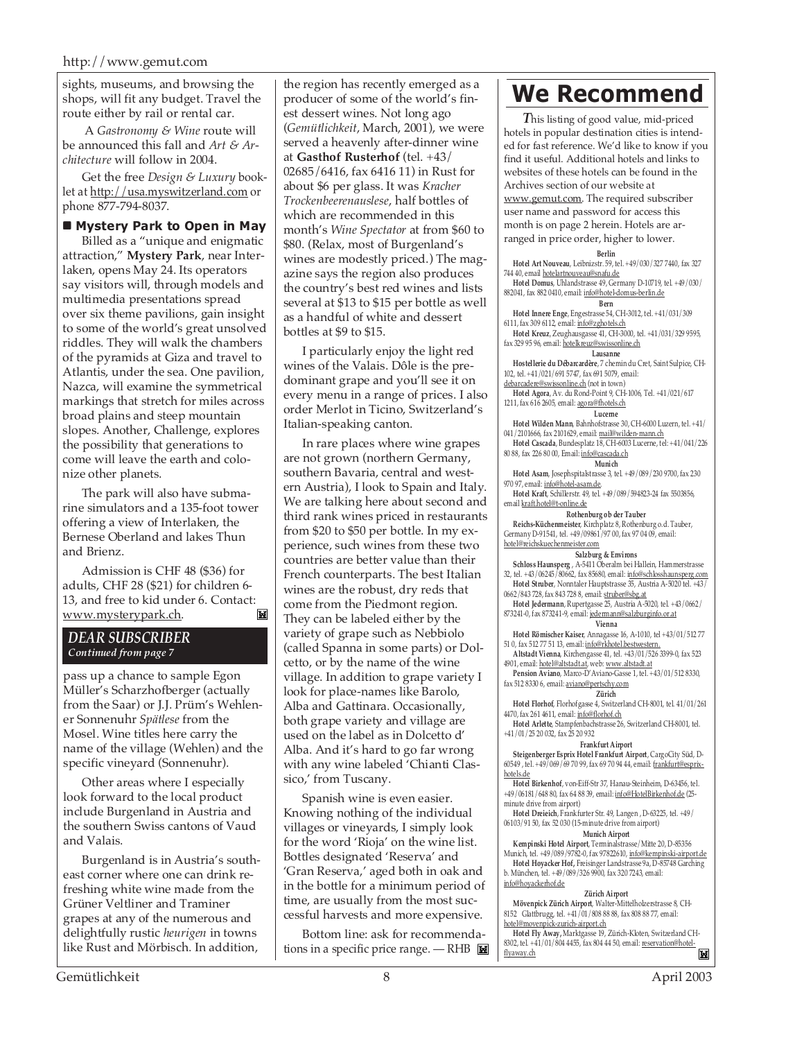sights, museums, and browsing the shops, will fit any budget. Travel the route either by rail or rental car.

A *Gastronomy & Wine* route will be announced this fall and *Art & Architecture* will follow in 2004.

Get the free *Design & Luxury* booklet at http://usa.myswitzerland.com or phone 877-794-8037.

## Mystery Park to Open in May

Billed as a "unique and enigmatic attraction," **Mystery Park**, near Interlaken, opens May 24. Its operators say visitors will, through models and multimedia presentations spread over six theme pavilions, gain insight to some of the world's great unsolved riddles. They will walk the chambers of the pyramids at Giza and travel to Atlantis, under the sea. One pavilion, Nazca, will examine the symmetrical markings that stretch for miles across broad plains and steep mountain slopes. Another, Challenge, explores the possibility that generations to come will leave the earth and colonize other planets.

The park will also have submarine simulators and a 135-foot tower offering a view of Interlaken, the Bernese Oberland and lakes Thun and Brienz.

Admission is CHF 48 ($36) for adults, CHF 28 ($21) for children 6-13, and free to kid under 6. Contact: www.mysterypark.ch.

## DEAR SUBSCRIBER
*Continued from page 7*

pass up a chance to sample Egon Müller's Scharzhofberger (actually from the Saar) or J.J. Prüm's Wehlener Sonnenuhr *Spätlese* from the Mosel. Wine titles here carry the name of the village (Wehlen) and the specific vineyard (Sonnenuhr).

Other areas where I especially look forward to the local product include Burgenland in Austria and the southern Swiss cantons of Vaud and Valais.

Burgenland is in Austria's southeast corner where one can drink refreshing white wine made from the Grüner Veltliner and Traminer grapes at any of the numerous and delightfully rustic *heurigen* in towns like Rust and Mörbisch. In addition, the region has recently emerged as a producer of some of the world's finest dessert wines. Not long ago (*Gemütlichkeit*, March, 2001), we were served a heavenly after-dinner wine at **Gasthof Rusterhof** (tel. +43/02685/6416, fax 6416 11) in Rust for about $6 per glass. It was *Kracher Trockenbeerenauslese*, half bottles of which are recommended in this month's *Wine Spectator* at from $60 to $80. (Relax, most of Burgenland's wines are modestly priced.) The magazine says the region also produces the country's best red wines and lists several at $13 to $15 per bottle as well as a handful of white and dessert bottles at $9 to $15.

I particularly enjoy the light red wines of the Valais. Dôle is the predominant grape and you'll see it on every menu in a range of prices. I also order Merlot in Ticino, Switzerland's Italian-speaking canton.

In rare places where wine grapes are not grown (northern Germany, southern Bavaria, central and western Austria), I look to Spain and Italy. We are talking here about second and third rank wines priced in restaurants from $20 to $50 per bottle. In my experience, such wines from these two countries are better value than their French counterparts. The best Italian wines are the robust, dry reds that come from the Piedmont region. They can be labeled either by the variety of grape such as Nebbiolo (called Spanna in some parts) or Dolcetto, or by the name of the wine village. In addition to grape variety I look for place-names like Barolo, Alba and Gattinara. Occasionally, both grape variety and village are used on the label as in Dolcetto d' Alba. And it's hard to go far wrong with any wine labeled 'Chianti Classico,' from Tuscany.

Spanish wine is even easier. Knowing nothing of the individual villages or vineyards, I simply look for the word 'Rioja' on the wine list. Bottles designated 'Reserva' and 'Gran Reserva,' aged both in oak and in the bottle for a minimum period of time, are usually from the most successful harvests and more expensive.

Bottom line: ask for recommendations in a specific price range. — RHB

# We Recommend

*This listing of good value, mid-priced hotels in popular destination cities is intended for fast reference. We'd like to know if you find it useful. Additional hotels and links to websites of these hotels can be found in the Archives section of our website at www.gemut.com. The required subscriber user name and password for access this month is on page 2 herein. Hotels are arranged in price order, higher to lower.*

**Berlin**

**Hotel Art Nouveau**, Leibnizstr. 59, tel. +49/030/327 7440, fax 327 744 40, email hotelartnouveau@snafu.de

**Hotel Domus**, Uhlandstrasse 49, Germany D-10719, tel. +49/030/882041, fax 882 0410, email: info@hotel-domus-berlin.de

**Bern**

**Hotel Innere Enge**, Engestrasse 54, CH-3012, tel. +41/031/309 6111, fax 309 6112, email: info@zghotels.ch

**Hotel Kreuz**, Zeughausgasse 41, CH-3000, tel. +41/031/329 9595, fax 329 95 96, email: hotelkreuz@swissonline.ch

**Lausanne**

**Hostellerie du Débarcardère**, 7 chemin du Cret, Saint Sulpice, CH-102, tel. +41/021/691 5747, fax 691 5079, email: debarcadere@swissonline.ch (not in town)

**Hotel Agora**, Av. du Rond-Point 9, CH-1006, Tel. +41/021/617 1211, fax 616 2605, email: agora@fhotels.ch

**Lucerne**

**Hotel Wilden Mann**, Bahnhofstrasse 30, CH-6000 Luzern, tel. +41/041/2101666, fax 2101629, email: mail@wilden-mann.ch

**Hotel Cascada**, Bundesplatz 18, CH-6003 Lucerne, tel: +41/041/226 80 88, fax 226 80 00, Email: info@cascada.ch

**Munich**

**Hotel Asam**, Josephspitalstrasse 3, tel. +49/089/230 9700, fax 230 970 97, email: info@hotel-asam.de.

**Hotel Kraft**, Schillerstr. 49, tel. +49/089/594823-24 fax 5503856, email kraft.hotel@t-online.de

**Rothenburg ob der Tauber**

**Reichs-Küchenmeister**, Kirchplatz 8, Rothenburg o.d. Tauber, Germany D-91541, tel. +49/09861/97 00, fax 97 04 09, email: hotel@reichskuechenmeister.com

**Salzburg & Environs**

**Schloss Haunsperg**, A-5411 Oberalm bei Hallein, Hammerstrasse 32, tel. +43/06245/80662, fax 85680, email: info@schlosshaunsperg.com

**Hotel Struber**, Nonntaler Hauptstrasse 35, Austria A-5020 tel. +43/0662/843 728, fax 843 728 8, email: struber@sbg.at

**Hotel Jedermann**, Rupertgasse 25, Austria A-5020, tel. +43/0662/873241-0, fax 873241-9, email: jedermann@salzburginfo.or.at

**Vienna**

**Hotel Römischer Kaiser**, Annagasse 16, A-1010, tel +43/01/512 77 51 0, fax 512 77 51 13, email: info@rkhotel.bestwestern.

**Altstadt Vienna**, Kirchengasse 41, tel. +43/01/526 3399-0, fax 523 4901, email: hotel@altstadt.at, web: www.altstadt.at

**Pension Aviano**, Marco-D'Aviano-Gasse 1, tel. +43/01/512 8330, fax 512 8330 6, email: aviano@pertschy.com

**Zürich**

**Hotel Florhof**, Florhofgasse 4, Switzerland CH-8001, tel. 41/01/261 4470, fax 261 4611, email: info@florhof.ch

**Hotel Arlette**, Stampfenbachstrasse 26, Switzerland CH-8001, tel. +41/01/25 20 032, fax 25 20 932

**Frankfurt Airport**

**Steigenberger Esprix Hotel Frankfurt Airport**, CargoCity Süd, D-60549, tel. +49/069/69 70 99, fax 69 70 94 44, email: frankfurt@esprix-hotels.de

**Hotel Birkenhof**, von-Eiff-Str 37, Hanau-Steinheim, D-63456, tel. +49/06181/648 80, fax 64 88 39, email: info@HotelBirkenhof.de (25-minute drive from airport)

**Hotel Dreieich**, Frankfurter Str. 49, Langen, D-63225, tel. +49/06103/91 50, fax 52 030 (15-minute drive from airport)

**Munich Airport**

**Kempinski Hotel Airport**, Terminalstrasse/Mitte 20, D-85356 Munich, tel. +49/089/9782-0, fax 97822610, info@kempinski-airport.de

**Hotel Hoyacker Hof**, Freisinger Landstrasse 9a, D-85748 Garching b. München, tel. +49/089/326 9900, fax 320 7243, email: info@hoyackerhof.de

**Zürich Airport**

**Mövenpick Zürich Airport**, Walter-Mittelholzerstrasse 8, CH-8152 Glattbrugg, tel. +41/01/808 88 88, fax 808 88 77, email: hotel@movenpick-zurich-airport.ch

**Hotel Fly Away**, Marktgasse 19, Zürich-Kloten, Switzerland CH-8302, tel. +41/01/804 4455, fax 804 44 50, email: reservation@hotel-flyaway.ch